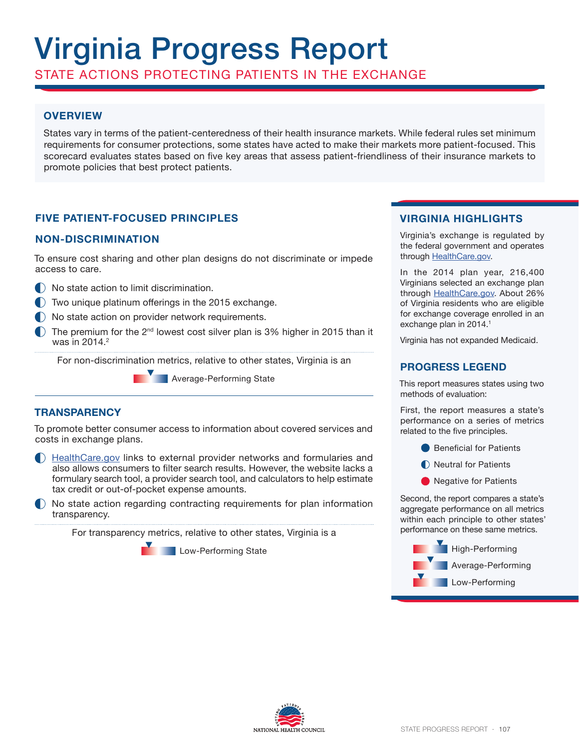# Virginia Progress Report

STATE ACTIONS PROTECTING PATIENTS IN THE EXCHANGE

## OVERVIEW

States vary in terms of the patient-centeredness of their health insurance markets. While federal rules set minimum requirements for consumer protections, some states have acted to make their markets more patient-focused. This scorecard evaluates states based on five key areas that assess patient-friendliness of their insurance markets to promote policies that best protect patients.

## FIVE PATIENT-FOCUSED PRINCIPLES

### NON-DISCRIMINATION

To ensure cost sharing and other plan designs do not discriminate or impede access to care.

- ◐ No state action to limit discrimination.
- ◐ Two unique platinum offerings in the 2015 exchange.
- ◐ No state action on provider network requirements.
- ◐ The premium for the 2nd lowest cost silver plan is 3% higher in 2015 than it was in 2014.[2]

For non-discrimination metrics, relative to other states, Virginia is an

Average-Performing State

### TRANSPARENCY

To promote better consumer access to information about covered services and costs in exchange plans.

- ◐ HealthCare.gov links to external provider networks and formularies and also allows consumers to filter search results. However, the website lacks a formulary search tool, a provider search tool, and calculators to help estimate tax credit or out-of-pocket expense amounts.
- ◐ No state action regarding contracting requirements for plan information transparency.

For transparency metrics, relative to other states, Virginia is a

Low-Performing State

## VIRGINIA HIGHLIGHTS

Virginia's exchange is regulated by the federal government and operates through HealthCare.gov.

In the 2014 plan year, 216,400 Virginians selected an exchange plan through HealthCare.gov. About 26% of Virginia residents who are eligible for exchange coverage enrolled in an exchange plan in 2014.[1]

Virginia has not expanded Medicaid.

## PROGRESS LEGEND

This report measures states using two methods of evaluation:

First, the report measures a state's performance on a series of metrics related to the five principles.

- ● Beneficial for Patients
- ◐ Neutral for Patients
- ● Negative for Patients

Second, the report compares a state's aggregate performance on all metrics within each principle to other states' performance on these same metrics.

- High-Performing
- Average-Performing
- Low-Performing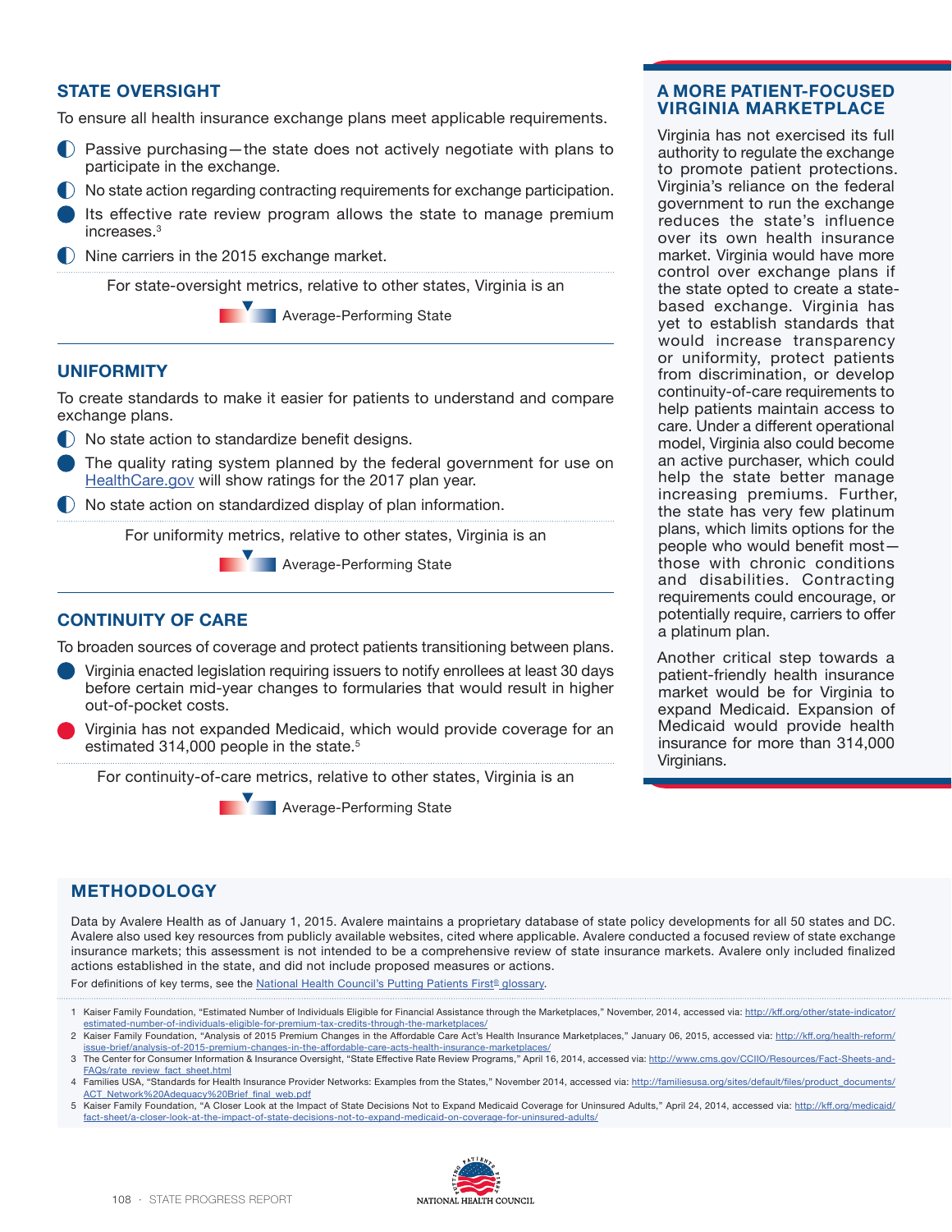## STATE OVERSIGHT

To ensure all health insurance exchange plans meet applicable requirements.

- Passive purchasing—the state does not actively negotiate with plans to participate in the exchange.
- No state action regarding contracting requirements for exchange participation.
- Its effective rate review program allows the state to manage premium increases.[3]
- Nine carriers in the 2015 exchange market.

For state-oversight metrics, relative to other states, Virginia is an

Average-Performing State

## UNIFORMITY

To create standards to make it easier for patients to understand and compare exchange plans.

- No state action to standardize benefit designs.
- The quality rating system planned by the federal government for use on HealthCare.gov will show ratings for the 2017 plan year.
- No state action on standardized display of plan information.

For uniformity metrics, relative to other states, Virginia is an

Average-Performing State

## CONTINUITY OF CARE

To broaden sources of coverage and protect patients transitioning between plans.

- Virginia enacted legislation requiring issuers to notify enrollees at least 30 days before certain mid-year changes to formularies that would result in higher out-of-pocket costs.
- Virginia has not expanded Medicaid, which would provide coverage for an estimated 314,000 people in the state.[5]

For continuity-of-care metrics, relative to other states, Virginia is an

Average-Performing State

## A MORE PATIENT-FOCUSED VIRGINIA MARKETPLACE

Virginia has not exercised its full authority to regulate the exchange to promote patient protections. Virginia's reliance on the federal government to run the exchange reduces the state's influence over its own health insurance market. Virginia would have more control over exchange plans if the state opted to create a state-based exchange. Virginia has yet to establish standards that would increase transparency or uniformity, protect patients from discrimination, or develop continuity-of-care requirements to help patients maintain access to care. Under a different operational model, Virginia also could become an active purchaser, which could help the state better manage increasing premiums. Further, the state has very few platinum plans, which limits options for the people who would benefit most—those with chronic conditions and disabilities. Contracting requirements could encourage, or potentially require, carriers to offer a platinum plan.

Another critical step towards a patient-friendly health insurance market would be for Virginia to expand Medicaid. Expansion of Medicaid would provide health insurance for more than 314,000 Virginians.

## METHODOLOGY

Data by Avalere Health as of January 1, 2015. Avalere maintains a proprietary database of state policy developments for all 50 states and DC. Avalere also used key resources from publicly available websites, cited where applicable. Avalere conducted a focused review of state exchange insurance markets; this assessment is not intended to be a comprehensive review of state insurance markets. Avalere only included finalized actions established in the state, and did not include proposed measures or actions.

For definitions of key terms, see the National Health Council's Putting Patients First® glossary.

1. Kaiser Family Foundation, "Estimated Number of Individuals Eligible for Financial Assistance through the Marketplaces," November, 2014, accessed via: http://kff.org/other/state-indicator/estimated-number-of-individuals-eligible-for-premium-tax-credits-through-the-marketplaces/
2. Kaiser Family Foundation, "Analysis of 2015 Premium Changes in the Affordable Care Act's Health Insurance Marketplaces," January 06, 2015, accessed via: http://kff.org/health-reform/issue-brief/analysis-of-2015-premium-changes-in-the-affordable-care-acts-health-insurance-marketplaces/
3. The Center for Consumer Information & Insurance Oversight, "State Effective Rate Review Programs," April 16, 2014, accessed via: http://www.cms.gov/CCIIO/Resources/Fact-Sheets-and-FAQs/rate_review_fact_sheet.html
4. Families USA, "Standards for Health Insurance Provider Networks: Examples from the States," November 2014, accessed via: http://familiesusa.org/sites/default/files/product_documents/ACT_Network%20Adequacy%20Brief_final_web.pdf
5. Kaiser Family Foundation, "A Closer Look at the Impact of State Decisions Not to Expand Medicaid Coverage for Uninsured Adults," April 24, 2014, accessed via: http://kff.org/medicaid/fact-sheet/a-closer-look-at-the-impact-of-state-decisions-not-to-expand-medicaid-on-coverage-for-uninsured-adults/